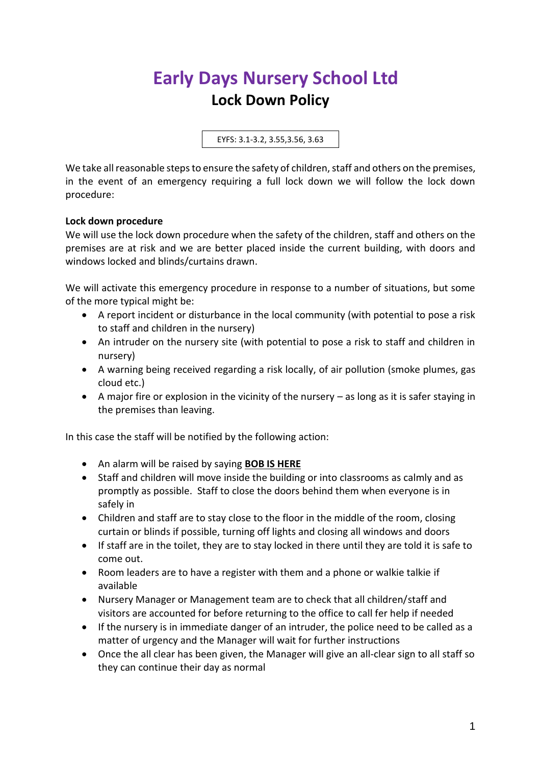# Early Days Nursery School Ltd

## Lock Down Policy

EYFS: 3.1-3.2, 3.55,3.56, 3.63

We take all reasonable steps to ensure the safety of children, staff and others on the premises, in the event of an emergency requiring a full lock down we will follow the lock down procedure:

**Lock down procedure**

We will use the lock down procedure when the safety of the children, staff and others on the premises are at risk and we are better placed inside the current building, with doors and windows locked and blinds/curtains drawn.

We will activate this emergency procedure in response to a number of situations, but some of the more typical might be:

- A report incident or disturbance in the local community (with potential to pose a risk to staff and children in the nursery)
- An intruder on the nursery site (with potential to pose a risk to staff and children in nursery)
- A warning being received regarding a risk locally, of air pollution (smoke plumes, gas cloud etc.)
- A major fire or explosion in the vicinity of the nursery – as long as it is safer staying in the premises than leaving.

In this case the staff will be notified by the following action:

- An alarm will be raised by saying **BOB IS HERE**
- Staff and children will move inside the building or into classrooms as calmly and as promptly as possible. Staff to close the doors behind them when everyone is in safely in
- Children and staff are to stay close to the floor in the middle of the room, closing curtain or blinds if possible, turning off lights and closing all windows and doors
- If staff are in the toilet, they are to stay locked in there until they are told it is safe to come out.
- Room leaders are to have a register with them and a phone or walkie talkie if available
- Nursery Manager or Management team are to check that all children/staff and visitors are accounted for before returning to the office to call fer help if needed
- If the nursery is in immediate danger of an intruder, the police need to be called as a matter of urgency and the Manager will wait for further instructions
- Once the all clear has been given, the Manager will give an all-clear sign to all staff so they can continue their day as normal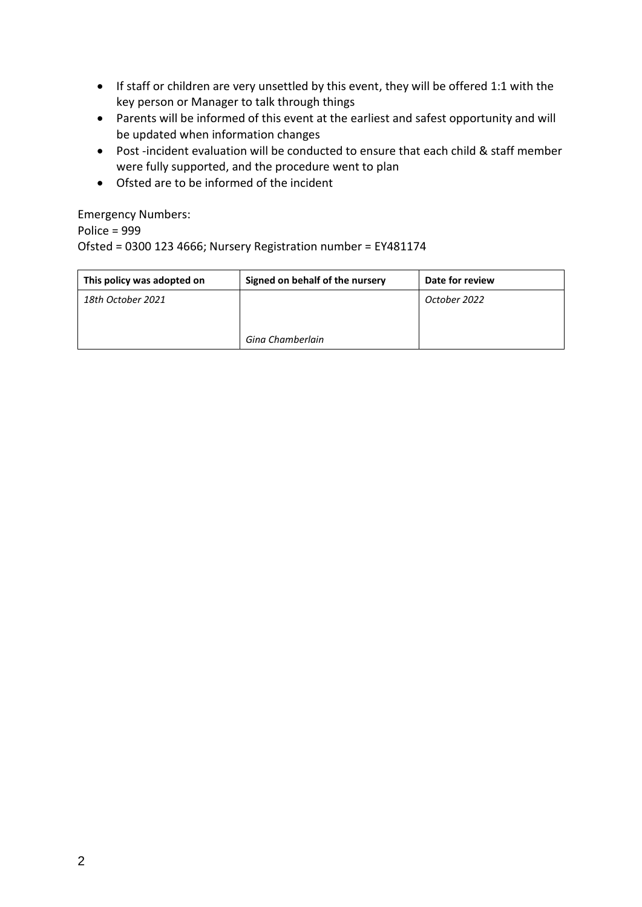- If staff or children are very unsettled by this event, they will be offered 1:1 with the key person or Manager to talk through things
- Parents will be informed of this event at the earliest and safest opportunity and will be updated when information changes
- Post -incident evaluation will be conducted to ensure that each child & staff member were fully supported, and the procedure went to plan
- Ofsted are to be informed of the incident

Emergency Numbers:
Police = 999
Ofsted = 0300 123 4666; Nursery Registration number = EY481174

| This policy was adopted on | Signed on behalf of the nursery | Date for review |
|---|---|---|
| *18th October 2021* | *Gina Chamberlain* | *October 2022* |